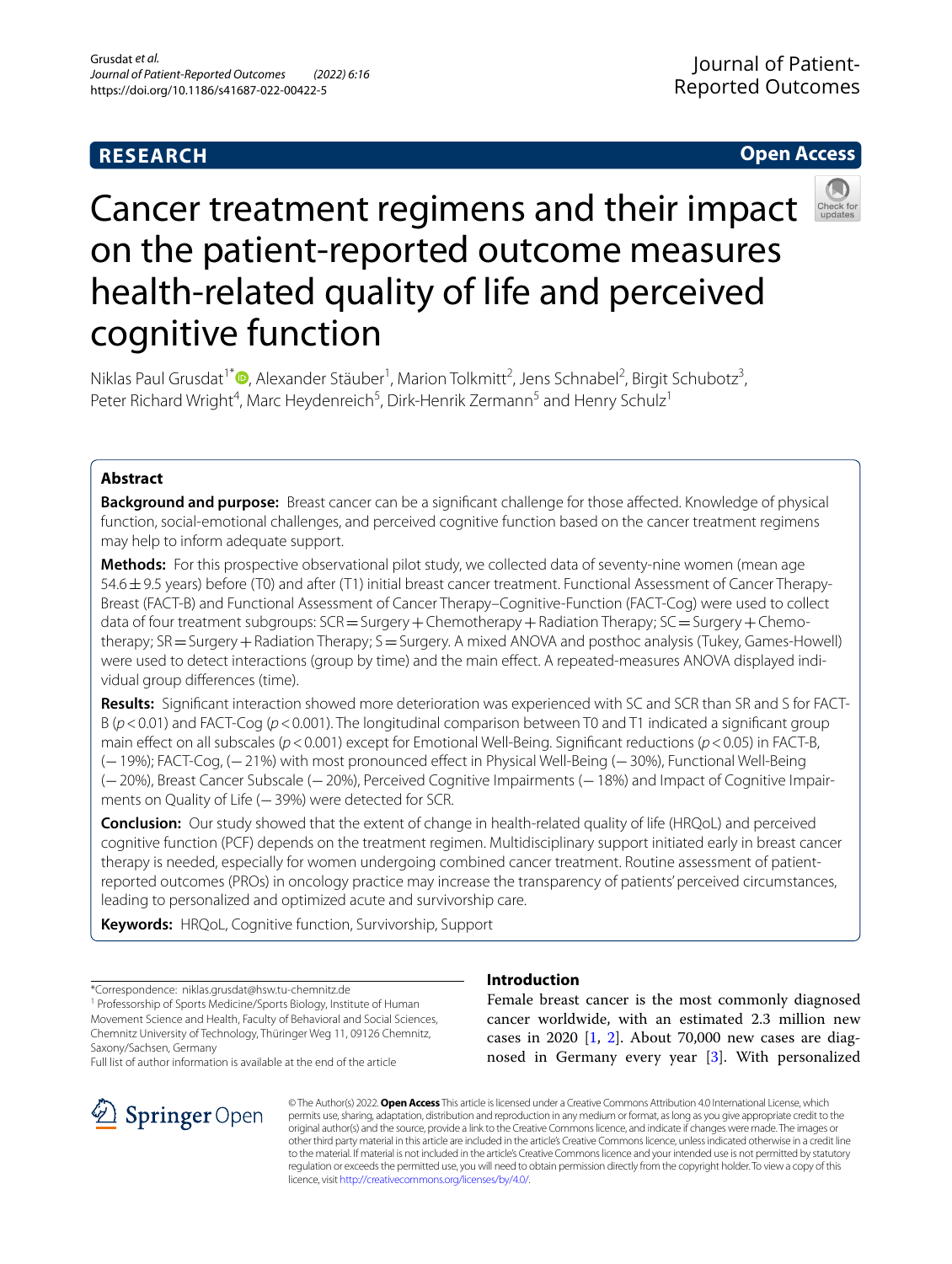RESEARCH

Open Access

# Cancer treatment regimens and their impact on the patient-reported outcome measures health-related quality of life and perceived cognitive function

Niklas Paul Grusdat[1*], Alexander Stäuber[1], Marion Tolkmitt[2], Jens Schnabel[2], Birgit Schubotz[3], Peter Richard Wright[4], Marc Heydenreich[5], Dirk-Henrik Zermann[5] and Henry Schulz[1]

## Abstract

**Background and purpose:** Breast cancer can be a significant challenge for those affected. Knowledge of physical function, social-emotional challenges, and perceived cognitive function based on the cancer treatment regimens may help to inform adequate support.

**Methods:** For this prospective observational pilot study, we collected data of seventy-nine women (mean age 54.6 ± 9.5 years) before (T0) and after (T1) initial breast cancer treatment. Functional Assessment of Cancer Therapy-Breast (FACT-B) and Functional Assessment of Cancer Therapy–Cognitive-Function (FACT-Cog) were used to collect data of four treatment subgroups: SCR = Surgery + Chemotherapy + Radiation Therapy; SC = Surgery + Chemotherapy; SR = Surgery + Radiation Therapy; S = Surgery. A mixed ANOVA and posthoc analysis (Tukey, Games-Howell) were used to detect interactions (group by time) and the main effect. A repeated-measures ANOVA displayed individual group differences (time).

**Results:** Significant interaction showed more deterioration was experienced with SC and SCR than SR and S for FACT-B ($p < 0.01$) and FACT-Cog ($p < 0.001$). The longitudinal comparison between T0 and T1 indicated a significant group main effect on all subscales ($p < 0.001$) except for Emotional Well-Being. Significant reductions ($p < 0.05$) in FACT-B, (− 19%); FACT-Cog, (− 21%) with most pronounced effect in Physical Well-Being (− 30%), Functional Well-Being (− 20%), Breast Cancer Subscale (− 20%), Perceived Cognitive Impairments (− 18%) and Impact of Cognitive Impairments on Quality of Life (− 39%) were detected for SCR.

**Conclusion:** Our study showed that the extent of change in health-related quality of life (HRQoL) and perceived cognitive function (PCF) depends on the treatment regimen. Multidisciplinary support initiated early in breast cancer therapy is needed, especially for women undergoing combined cancer treatment. Routine assessment of patient-reported outcomes (PROs) in oncology practice may increase the transparency of patients' perceived circumstances, leading to personalized and optimized acute and survivorship care.

**Keywords:** HRQoL, Cognitive function, Survivorship, Support

*Correspondence: niklas.grusdat@hsw.tu-chemnitz.de
[1] Professorship of Sports Medicine/Sports Biology, Institute of Human Movement Science and Health, Faculty of Behavioral and Social Sciences, Chemnitz University of Technology, Thüringer Weg 11, 09126 Chemnitz, Saxony/Sachsen, Germany
Full list of author information is available at the end of the article

## Introduction

Female breast cancer is the most commonly diagnosed cancer worldwide, with an estimated 2.3 million new cases in 2020 [1, 2]. About 70,000 new cases are diagnosed in Germany every year [3]. With personalized

© The Author(s) 2022. **Open Access** This article is licensed under a Creative Commons Attribution 4.0 International License, which permits use, sharing, adaptation, distribution and reproduction in any medium or format, as long as you give appropriate credit to the original author(s) and the source, provide a link to the Creative Commons licence, and indicate if changes were made. The images or other third party material in this article are included in the article's Creative Commons licence, unless indicated otherwise in a credit line to the material. If material is not included in the article's Creative Commons licence and your intended use is not permitted by statutory regulation or exceeds the permitted use, you will need to obtain permission directly from the copyright holder. To view a copy of this licence, visit http://creativecommons.org/licenses/by/4.0/.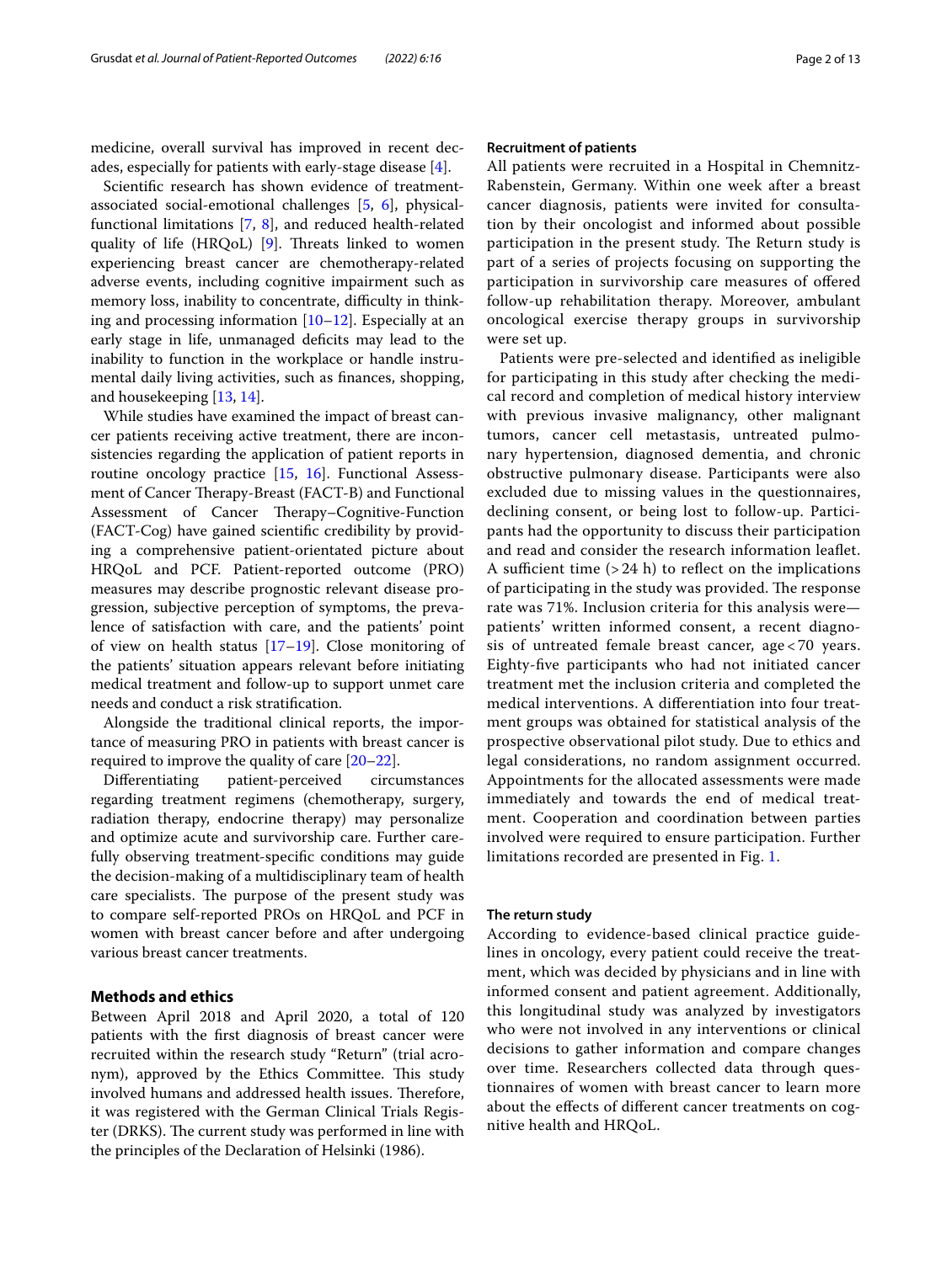medicine, overall survival has improved in recent decades, especially for patients with early-stage disease [4].

Scientific research has shown evidence of treatment-associated social-emotional challenges [5, 6], physical-functional limitations [7, 8], and reduced health-related quality of life (HRQoL) [9]. Threats linked to women experiencing breast cancer are chemotherapy-related adverse events, including cognitive impairment such as memory loss, inability to concentrate, difficulty in thinking and processing information [10–12]. Especially at an early stage in life, unmanaged deficits may lead to the inability to function in the workplace or handle instrumental daily living activities, such as finances, shopping, and housekeeping [13, 14].

While studies have examined the impact of breast cancer patients receiving active treatment, there are inconsistencies regarding the application of patient reports in routine oncology practice [15, 16]. Functional Assessment of Cancer Therapy-Breast (FACT-B) and Functional Assessment of Cancer Therapy–Cognitive-Function (FACT-Cog) have gained scientific credibility by providing a comprehensive patient-orientated picture about HRQoL and PCF. Patient-reported outcome (PRO) measures may describe prognostic relevant disease progression, subjective perception of symptoms, the prevalence of satisfaction with care, and the patients' point of view on health status [17–19]. Close monitoring of the patients' situation appears relevant before initiating medical treatment and follow-up to support unmet care needs and conduct a risk stratification.

Alongside the traditional clinical reports, the importance of measuring PRO in patients with breast cancer is required to improve the quality of care [20–22].

Differentiating patient-perceived circumstances regarding treatment regimens (chemotherapy, surgery, radiation therapy, endocrine therapy) may personalize and optimize acute and survivorship care. Further carefully observing treatment-specific conditions may guide the decision-making of a multidisciplinary team of health care specialists. The purpose of the present study was to compare self-reported PROs on HRQoL and PCF in women with breast cancer before and after undergoing various breast cancer treatments.

## Methods and ethics

Between April 2018 and April 2020, a total of 120 patients with the first diagnosis of breast cancer were recruited within the research study "Return" (trial acronym), approved by the Ethics Committee. This study involved humans and addressed health issues. Therefore, it was registered with the German Clinical Trials Register (DRKS). The current study was performed in line with the principles of the Declaration of Helsinki (1986).

### Recruitment of patients

All patients were recruited in a Hospital in Chemnitz-Rabenstein, Germany. Within one week after a breast cancer diagnosis, patients were invited for consultation by their oncologist and informed about possible participation in the present study. The Return study is part of a series of projects focusing on supporting the participation in survivorship care measures of offered follow-up rehabilitation therapy. Moreover, ambulant oncological exercise therapy groups in survivorship were set up.

Patients were pre-selected and identified as ineligible for participating in this study after checking the medical record and completion of medical history interview with previous invasive malignancy, other malignant tumors, cancer cell metastasis, untreated pulmonary hypertension, diagnosed dementia, and chronic obstructive pulmonary disease. Participants were also excluded due to missing values in the questionnaires, declining consent, or being lost to follow-up. Participants had the opportunity to discuss their participation and read and consider the research information leaflet. A sufficient time (> 24 h) to reflect on the implications of participating in the study was provided. The response rate was 71%. Inclusion criteria for this analysis were—patients' written informed consent, a recent diagnosis of untreated female breast cancer, age < 70 years. Eighty-five participants who had not initiated cancer treatment met the inclusion criteria and completed the medical interventions. A differentiation into four treatment groups was obtained for statistical analysis of the prospective observational pilot study. Due to ethics and legal considerations, no random assignment occurred. Appointments for the allocated assessments were made immediately and towards the end of medical treatment. Cooperation and coordination between parties involved were required to ensure participation. Further limitations recorded are presented in Fig. 1.

### The return study

According to evidence-based clinical practice guidelines in oncology, every patient could receive the treatment, which was decided by physicians and in line with informed consent and patient agreement. Additionally, this longitudinal study was analyzed by investigators who were not involved in any interventions or clinical decisions to gather information and compare changes over time. Researchers collected data through questionnaires of women with breast cancer to learn more about the effects of different cancer treatments on cognitive health and HRQoL.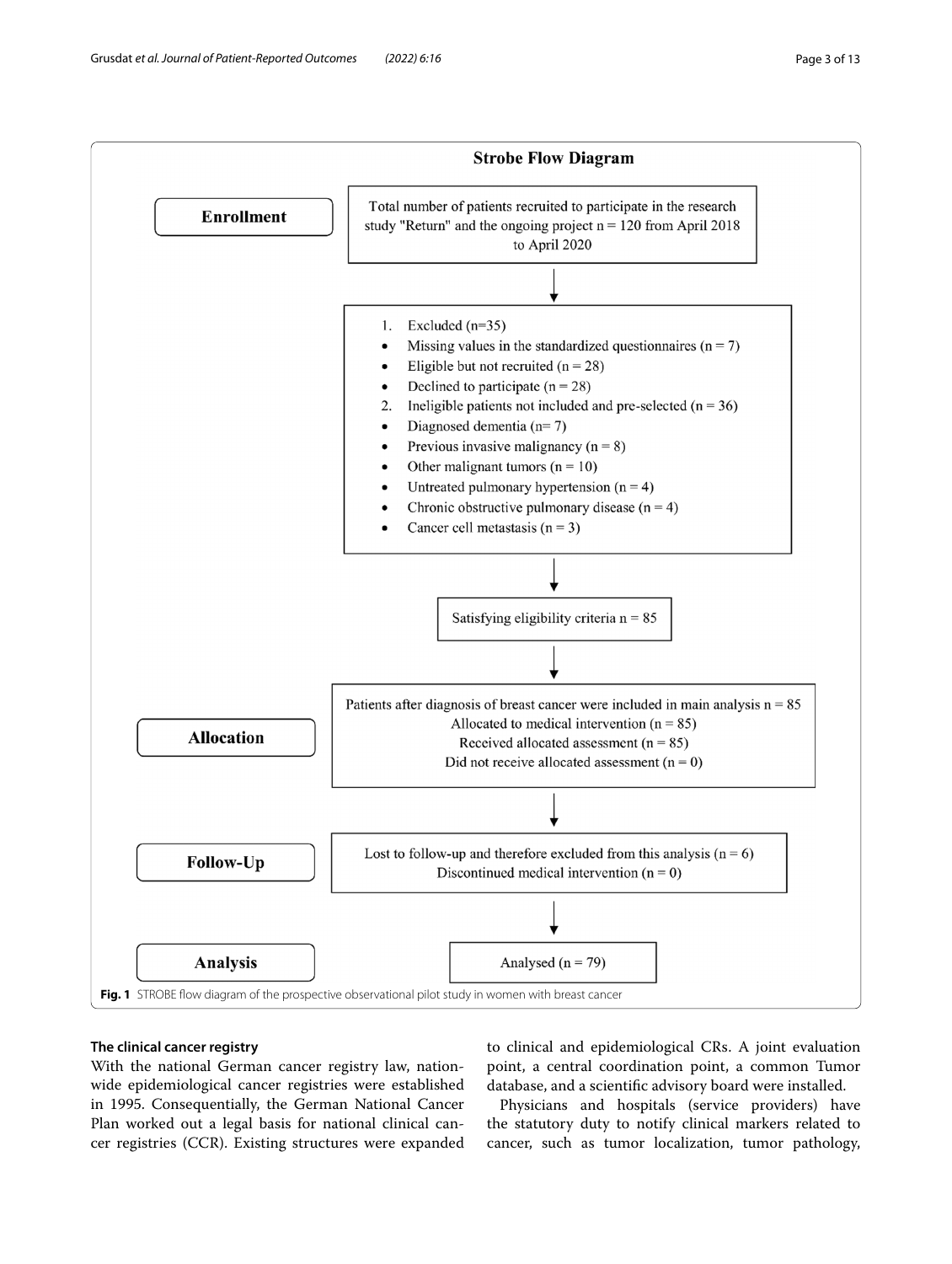**Strobe Flow Diagram**

**Enrollment**

Total number of patients recruited to participate in the research study "Return" and the ongoing project n = 120 from April 2018 to April 2020

1. Excluded (n=35)
   - Missing values in the standardized questionnaires (n = 7)
   - Eligible but not recruited (n = 28)
   - Declined to participate (n = 28)
2. Ineligible patients not included and pre-selected (n = 36)
   - Diagnosed dementia (n= 7)
   - Previous invasive malignancy (n = 8)
   - Other malignant tumors (n = 10)
   - Untreated pulmonary hypertension (n = 4)
   - Chronic obstructive pulmonary disease (n = 4)
   - Cancer cell metastasis (n = 3)

Satisfying eligibility criteria n = 85

**Allocation**

Patients after diagnosis of breast cancer were included in main analysis n = 85
Allocated to medical intervention (n = 85)
Received allocated assessment (n = 85)
Did not receive allocated assessment (n = 0)

**Follow-Up**

Lost to follow-up and therefore excluded from this analysis (n = 6)
Discontinued medical intervention (n = 0)

**Analysis**

Analysed (n = 79)

**Fig. 1** STROBE flow diagram of the prospective observational pilot study in women with breast cancer

### The clinical cancer registry

With the national German cancer registry law, nationwide epidemiological cancer registries were established in 1995. Consequentially, the German National Cancer Plan worked out a legal basis for national clinical cancer registries (CCR). Existing structures were expanded to clinical and epidemiological CRs. A joint evaluation point, a central coordination point, a common Tumor database, and a scientific advisory board were installed.

Physicians and hospitals (service providers) have the statutory duty to notify clinical markers related to cancer, such as tumor localization, tumor pathology,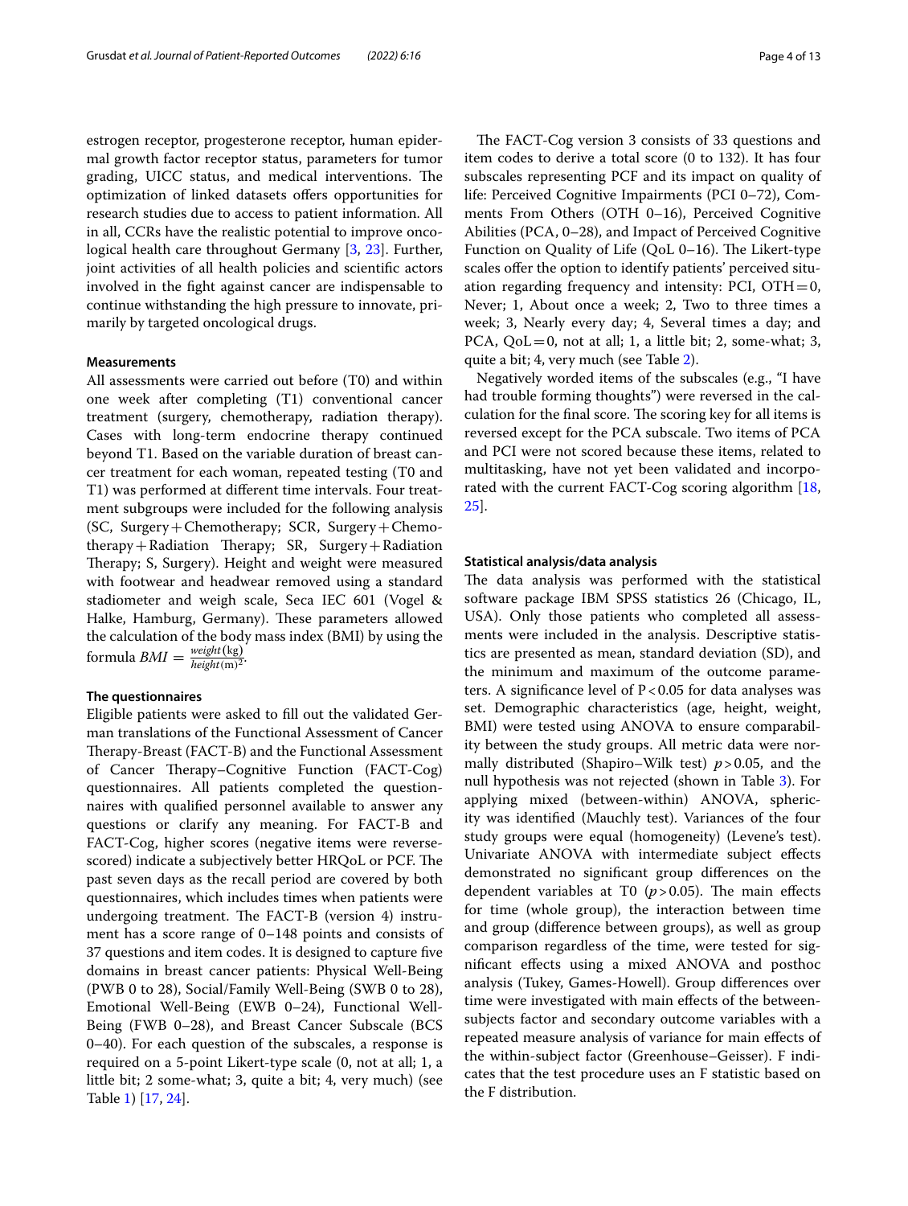estrogen receptor, progesterone receptor, human epidermal growth factor receptor status, parameters for tumor grading, UICC status, and medical interventions. The optimization of linked datasets offers opportunities for research studies due to access to patient information. All in all, CCRs have the realistic potential to improve oncological health care throughout Germany [3, 23]. Further, joint activities of all health policies and scientific actors involved in the fight against cancer are indispensable to continue withstanding the high pressure to innovate, primarily by targeted oncological drugs.

### Measurements

All assessments were carried out before (T0) and within one week after completing (T1) conventional cancer treatment (surgery, chemotherapy, radiation therapy). Cases with long-term endocrine therapy continued beyond T1. Based on the variable duration of breast cancer treatment for each woman, repeated testing (T0 and T1) was performed at different time intervals. Four treatment subgroups were included for the following analysis (SC, Surgery + Chemotherapy; SCR, Surgery + Chemotherapy + Radiation Therapy; SR, Surgery + Radiation Therapy; S, Surgery). Height and weight were measured with footwear and headwear removed using a standard stadiometer and weigh scale, Seca IEC 601 (Vogel & Halke, Hamburg, Germany). These parameters allowed the calculation of the body mass index (BMI) by using the formula $BMI = \frac{weight\,(\mathrm{kg})}{height\,(\mathrm{m})^2}$.

### The questionnaires

Eligible patients were asked to fill out the validated German translations of the Functional Assessment of Cancer Therapy-Breast (FACT-B) and the Functional Assessment of Cancer Therapy–Cognitive Function (FACT-Cog) questionnaires. All patients completed the questionnaires with qualified personnel available to answer any questions or clarify any meaning. For FACT-B and FACT-Cog, higher scores (negative items were reverse-scored) indicate a subjectively better HRQoL or PCF. The past seven days as the recall period are covered by both questionnaires, which includes times when patients were undergoing treatment. The FACT-B (version 4) instrument has a score range of 0–148 points and consists of 37 questions and item codes. It is designed to capture five domains in breast cancer patients: Physical Well-Being (PWB 0 to 28), Social/Family Well-Being (SWB 0 to 28), Emotional Well-Being (EWB 0–24), Functional Well-Being (FWB 0–28), and Breast Cancer Subscale (BCS 0–40). For each question of the subscales, a response is required on a 5-point Likert-type scale (0, not at all; 1, a little bit; 2 some-what; 3, quite a bit; 4, very much) (see Table 1) [17, 24].

The FACT-Cog version 3 consists of 33 questions and item codes to derive a total score (0 to 132). It has four subscales representing PCF and its impact on quality of life: Perceived Cognitive Impairments (PCI 0–72), Comments From Others (OTH 0–16), Perceived Cognitive Abilities (PCA, 0–28), and Impact of Perceived Cognitive Function on Quality of Life (QoL 0–16). The Likert-type scales offer the option to identify patients' perceived situation regarding frequency and intensity: PCI, OTH = 0, Never; 1, About once a week; 2, Two to three times a week; 3, Nearly every day; 4, Several times a day; and PCA, QoL = 0, not at all; 1, a little bit; 2, some-what; 3, quite a bit; 4, very much (see Table 2).

Negatively worded items of the subscales (e.g., "I have had trouble forming thoughts") were reversed in the calculation for the final score. The scoring key for all items is reversed except for the PCA subscale. Two items of PCA and PCI were not scored because these items, related to multitasking, have not yet been validated and incorporated with the current FACT-Cog scoring algorithm [18, 25].

### Statistical analysis/data analysis

The data analysis was performed with the statistical software package IBM SPSS statistics 26 (Chicago, IL, USA). Only those patients who completed all assessments were included in the analysis. Descriptive statistics are presented as mean, standard deviation (SD), and the minimum and maximum of the outcome parameters. A significance level of $P < 0.05$ for data analyses was set. Demographic characteristics (age, height, weight, BMI) were tested using ANOVA to ensure comparability between the study groups. All metric data were normally distributed (Shapiro–Wilk test) $p > 0.05$, and the null hypothesis was not rejected (shown in Table 3). For applying mixed (between-within) ANOVA, sphericity was identified (Mauchly test). Variances of the four study groups were equal (homogeneity) (Levene's test). Univariate ANOVA with intermediate subject effects demonstrated no significant group differences on the dependent variables at T0 ($p > 0.05$). The main effects for time (whole group), the interaction between time and group (difference between groups), as well as group comparison regardless of the time, were tested for significant effects using a mixed ANOVA and posthoc analysis (Tukey, Games-Howell). Group differences over time were investigated with main effects of the between-subjects factor and secondary outcome variables with a repeated measure analysis of variance for main effects of the within-subject factor (Greenhouse–Geisser). F indicates that the test procedure uses an F statistic based on the F distribution.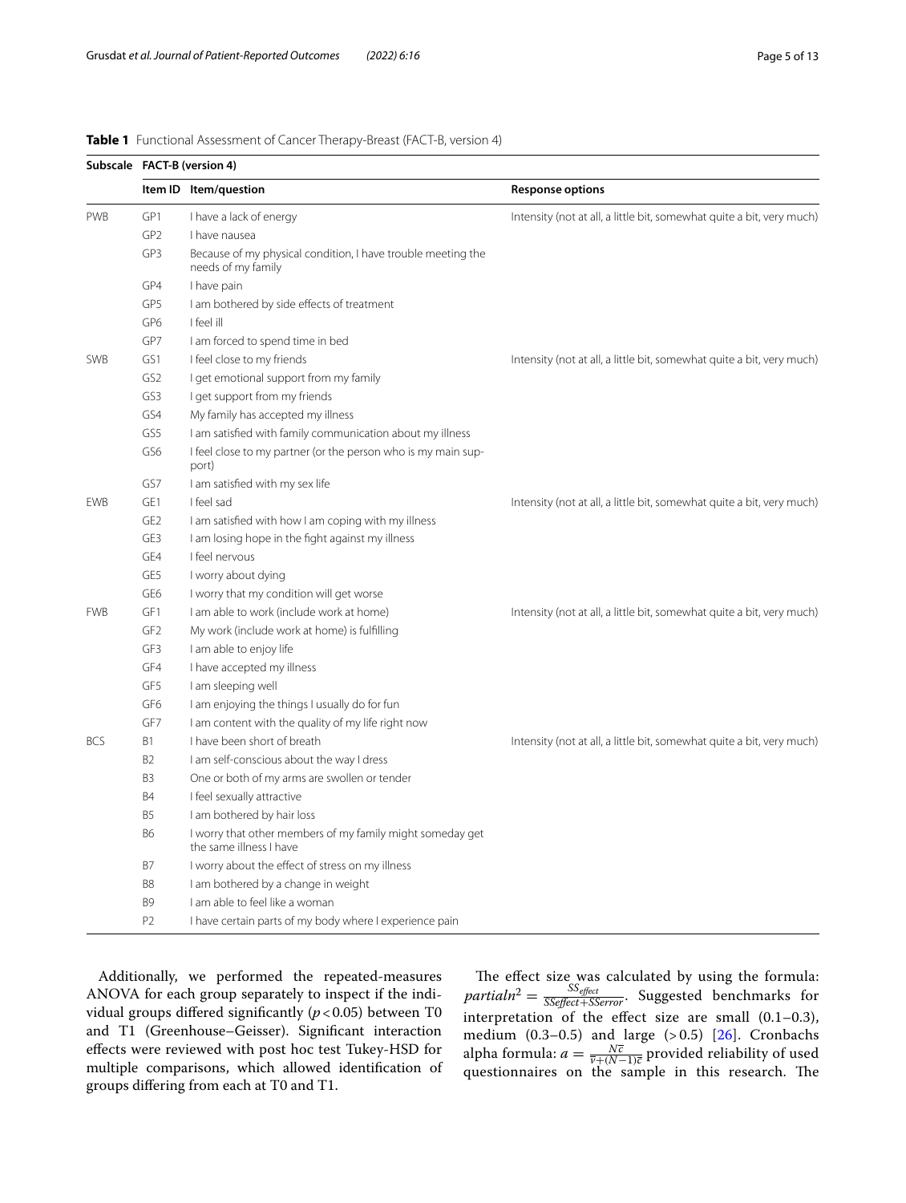**Table 1** Functional Assessment of Cancer Therapy-Breast (FACT-B, version 4)

| Subscale | FACT-B (version 4) | | |
|---|---|---|---|
| | Item ID | Item/question | Response options |
| PWB | GP1 | I have a lack of energy | Intensity (not at all, a little bit, somewhat quite a bit, very much) |
| | GP2 | I have nausea | |
| | GP3 | Because of my physical condition, I have trouble meeting the needs of my family | |
| | GP4 | I have pain | |
| | GP5 | I am bothered by side effects of treatment | |
| | GP6 | I feel ill | |
| | GP7 | I am forced to spend time in bed | |
| SWB | GS1 | I feel close to my friends | Intensity (not at all, a little bit, somewhat quite a bit, very much) |
| | GS2 | I get emotional support from my family | |
| | GS3 | I get support from my friends | |
| | GS4 | My family has accepted my illness | |
| | GS5 | I am satisfied with family communication about my illness | |
| | GS6 | I feel close to my partner (or the person who is my main support) | |
| | GS7 | I am satisfied with my sex life | |
| EWB | GE1 | I feel sad | Intensity (not at all, a little bit, somewhat quite a bit, very much) |
| | GE2 | I am satisfied with how I am coping with my illness | |
| | GE3 | I am losing hope in the fight against my illness | |
| | GE4 | I feel nervous | |
| | GE5 | I worry about dying | |
| | GE6 | I worry that my condition will get worse | |
| FWB | GF1 | I am able to work (include work at home) | Intensity (not at all, a little bit, somewhat quite a bit, very much) |
| | GF2 | My work (include work at home) is fulfilling | |
| | GF3 | I am able to enjoy life | |
| | GF4 | I have accepted my illness | |
| | GF5 | I am sleeping well | |
| | GF6 | I am enjoying the things I usually do for fun | |
| | GF7 | I am content with the quality of my life right now | |
| BCS | B1 | I have been short of breath | Intensity (not at all, a little bit, somewhat quite a bit, very much) |
| | B2 | I am self-conscious about the way I dress | |
| | B3 | One or both of my arms are swollen or tender | |
| | B4 | I feel sexually attractive | |
| | B5 | I am bothered by hair loss | |
| | B6 | I worry that other members of my family might someday get the same illness I have | |
| | B7 | I worry about the effect of stress on my illness | |
| | B8 | I am bothered by a change in weight | |
| | B9 | I am able to feel like a woman | |
| | P2 | I have certain parts of my body where I experience pain | |

Additionally, we performed the repeated-measures ANOVA for each group separately to inspect if the individual groups differed significantly ($p < 0.05$) between T0 and T1 (Greenhouse–Geisser). Significant interaction effects were reviewed with post hoc test Tukey-HSD for multiple comparisons, which allowed identification of groups differing from each at T0 and T1.

The effect size was calculated by using the formula: $partial\eta^2 = \frac{SS_{effect}}{SSeffect + SSerror}$. Suggested benchmarks for interpretation of the effect size are small (0.1–0.3), medium (0.3–0.5) and large (>0.5) [26]. Cronbachs alpha formula: $a = \frac{N\overline{c}}{\overline{v} + (N-1)\overline{c}}$ provided reliability of used questionnaires on the sample in this research. The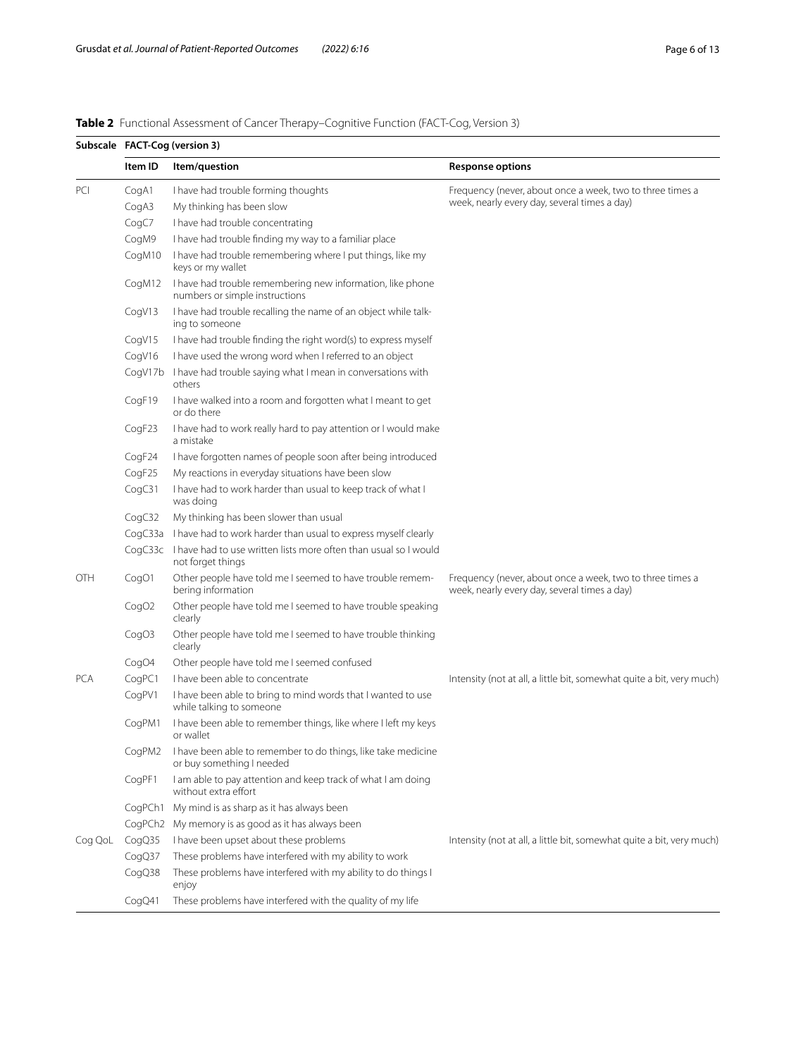**Table 2** Functional Assessment of Cancer Therapy–Cognitive Function (FACT-Cog, Version 3)

| Subscale | Item ID | Item/question | Response options |
|---|---|---|---|
| | **FACT-Cog (version 3)** | | |
| PCI | CogA1 | I have had trouble forming thoughts | Frequency (never, about once a week, two to three times a week, nearly every day, several times a day) |
| | CogA3 | My thinking has been slow | |
| | CogC7 | I have had trouble concentrating | |
| | CogM9 | I have had trouble finding my way to a familiar place | |
| | CogM10 | I have had trouble remembering where I put things, like my keys or my wallet | |
| | CogM12 | I have had trouble remembering new information, like phone numbers or simple instructions | |
| | CogV13 | I have had trouble recalling the name of an object while talking to someone | |
| | CogV15 | I have had trouble finding the right word(s) to express myself | |
| | CogV16 | I have used the wrong word when I referred to an object | |
| | CogV17b | I have had trouble saying what I mean in conversations with others | |
| | CogF19 | I have walked into a room and forgotten what I meant to get or do there | |
| | CogF23 | I have had to work really hard to pay attention or I would make a mistake | |
| | CogF24 | I have forgotten names of people soon after being introduced | |
| | CogF25 | My reactions in everyday situations have been slow | |
| | CogC31 | I have had to work harder than usual to keep track of what I was doing | |
| | CogC32 | My thinking has been slower than usual | |
| | CogC33a | I have had to work harder than usual to express myself clearly | |
| | CogC33c | I have had to use written lists more often than usual so I would not forget things | |
| OTH | CogO1 | Other people have told me I seemed to have trouble remembering information | Frequency (never, about once a week, two to three times a week, nearly every day, several times a day) |
| | CogO2 | Other people have told me I seemed to have trouble speaking clearly | |
| | CogO3 | Other people have told me I seemed to have trouble thinking clearly | |
| | CogO4 | Other people have told me I seemed confused | |
| PCA | CogPC1 | I have been able to concentrate | Intensity (not at all, a little bit, somewhat quite a bit, very much) |
| | CogPV1 | I have been able to bring to mind words that I wanted to use while talking to someone | |
| | CogPM1 | I have been able to remember things, like where I left my keys or wallet | |
| | CogPM2 | I have been able to remember to do things, like take medicine or buy something I needed | |
| | CogPF1 | I am able to pay attention and keep track of what I am doing without extra effort | |
| | CogPCh1 | My mind is as sharp as it has always been | |
| | CogPCh2 | My memory is as good as it has always been | |
| Cog QoL | CogQ35 | I have been upset about these problems | Intensity (not at all, a little bit, somewhat quite a bit, very much) |
| | CogQ37 | These problems have interfered with my ability to work | |
| | CogQ38 | These problems have interfered with my ability to do things I enjoy | |
| | CogQ41 | These problems have interfered with the quality of my life | |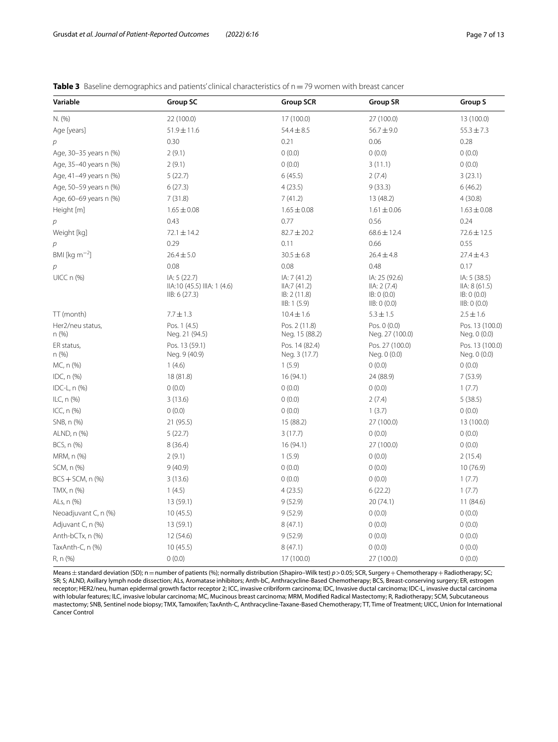**Table 3** Baseline demographics and patients' clinical characteristics of n = 79 women with breast cancer

| Variable | Group SC | Group SCR | Group SR | Group S |
|---|---|---|---|---|
| N. (%) | 22 (100.0) | 17 (100.0) | 27 (100.0) | 13 (100.0) |
| Age [years] | 51.9 ± 11.6 | 54.4 ± 8.5 | 56.7 ± 9.0 | 55.3 ± 7.3 |
| *p* | 0.30 | 0.21 | 0.06 | 0.28 |
| Age, 30–35 years n (%) | 2 (9.1) | 0 (0.0) | 0 (0.0) | 0 (0.0) |
| Age, 35–40 years n (%) | 2 (9.1) | 0 (0.0) | 3 (11.1) | 0 (0.0) |
| Age, 41–49 years n (%) | 5 (22.7) | 6 (45.5) | 2 (7.4) | 3 (23.1) |
| Age, 50–59 years n (%) | 6 (27.3) | 4 (23.5) | 9 (33.3) | 6 (46.2) |
| Age, 60–69 years n (%) | 7 (31.8) | 7 (41.2) | 13 (48.2) | 4 (30.8) |
| Height [m] | 1.65 ± 0.08 | 1.65 ± 0.08 | 1.61 ± 0.06 | 1.63 ± 0.08 |
| *p* | 0.43 | 0.77 | 0.56 | 0.24 |
| Weight [kg] | 72.1 ± 14.2 | 82.7 ± 20.2 | 68.6 ± 12.4 | 72.6 ± 12.5 |
| *p* | 0.29 | 0.11 | 0.66 | 0.55 |
| BMI [kg $m^{-2}$] | 26.4 ± 5.0 | 30.5 ± 6.8 | 26.4 ± 4.8 | 27.4 ± 4.3 |
| *p* | 0.08 | 0.08 | 0.48 | 0.17 |
| UICC n (%) | IA: 5 (22.7) IIA:10 (45.5) IIIA: 1 (4.6) IIB: 6 (27.3) | IA: 7 (41.2) IIA:7 (41.2) IB: 2 (11.8) IIB: 1 (5.9) | IA: 25 (92.6) IIA: 2 (7.4) IB: 0 (0.0) IIB: 0 (0.0) | IA: 5 (38.5) IIA: 8 (61.5) IB: 0 (0.0) IIB: 0 (0.0) |
| TT (month) | 7.7 ± 1.3 | 10.4 ± 1.6 | 5.3 ± 1.5 | 2.5 ± 1.6 |
| Her2/neu status, n (%) | Pos. 1 (4.5) Neg. 21 (94.5) | Pos. 2 (11.8) Neg. 15 (88.2) | Pos. 0 (0.0) Neg. 27 (100.0) | Pos. 13 (100.0) Neg. 0 (0.0) |
| ER status, n (%) | Pos. 13 (59.1) Neg. 9 (40.9) | Pos. 14 (82.4) Neg. 3 (17.7) | Pos. 27 (100.0) Neg. 0 (0.0) | Pos. 13 (100.0) Neg. 0 (0.0) |
| MC, n (%) | 1 (4.6) | 1 (5.9) | 0 (0.0) | 0 (0.0) |
| IDC, n (%) | 18 (81.8) | 16 (94.1) | 24 (88.9) | 7 (53.9) |
| IDC-L, n (%) | 0 (0.0) | 0 (0.0) | 0 (0.0) | 1 (7.7) |
| ILC, n (%) | 3 (13.6) | 0 (0.0) | 2 (7.4) | 5 (38.5) |
| ICC, n (%) | 0 (0.0) | 0 (0.0) | 1 (3.7) | 0 (0.0) |
| SNB, n (%) | 21 (95.5) | 15 (88.2) | 27 (100.0) | 13 (100.0) |
| ALND, n (%) | 5 (22.7) | 3 (17.7) | 0 (0.0) | 0 (0.0) |
| BCS, n (%) | 8 (36.4) | 16 (94.1) | 27 (100.0) | 0 (0.0) |
| MRM, n (%) | 2 (9.1) | 1 (5.9) | 0 (0.0) | 2 (15.4) |
| SCM, n (%) | 9 (40.9) | 0 (0.0) | 0 (0.0) | 10 (76.9) |
| BCS + SCM, n (%) | 3 (13.6) | 0 (0.0) | 0 (0.0) | 1 (7.7) |
| TMX, n (%) | 1 (4.5) | 4 (23.5) | 6 (22.2) | 1 (7.7) |
| ALs, n (%) | 13 (59.1) | 9 (52.9) | 20 (74.1) | 11 (84.6) |
| Neoadjuvant C, n (%) | 10 (45.5) | 9 (52.9) | 0 (0.0) | 0 (0.0) |
| Adjuvant C, n (%) | 13 (59.1) | 8 (47.1) | 0 (0.0) | 0 (0.0) |
| Anth-bCTx, n (%) | 12 (54.6) | 9 (52.9) | 0 (0.0) | 0 (0.0) |
| TaxAnth-C, n (%) | 10 (45.5) | 8 (47.1) | 0 (0.0) | 0 (0.0) |
| R, n (%) | 0 (0.0) | 17 (100.0) | 27 (100.0) | 0 (0.0) |

Means ± standard deviation (SD); n = number of patients (%); normally distribution (Shapiro–Wilk test) $p > 0.05$; SCR, Surgery + Chemotherapy + Radiotherapy; SC; SR; S; ALND, Axillary lymph node dissection; ALs, Aromatase inhibitors; Anth-bC, Anthracycline-Based Chemotherapy; BCS, Breast-conserving surgery; ER, estrogen receptor; HER2/neu, human epidermal growth factor receptor 2; ICC, invasive cribriform carcinoma; IDC, Invasive ductal carcinoma; IDC-L, invasive ductal carcinoma with lobular features; ILC, invasive lobular carcinoma; MC, Mucinous breast carcinoma; MRM, Modified Radical Mastectomy; R, Radiotherapy; SCM, Subcutaneous mastectomy; SNB, Sentinel node biopsy; TMX, Tamoxifen; TaxAnth-C, Anthracycline-Taxane-Based Chemotherapy; TT, Time of Treatment; UICC, Union for International Cancer Control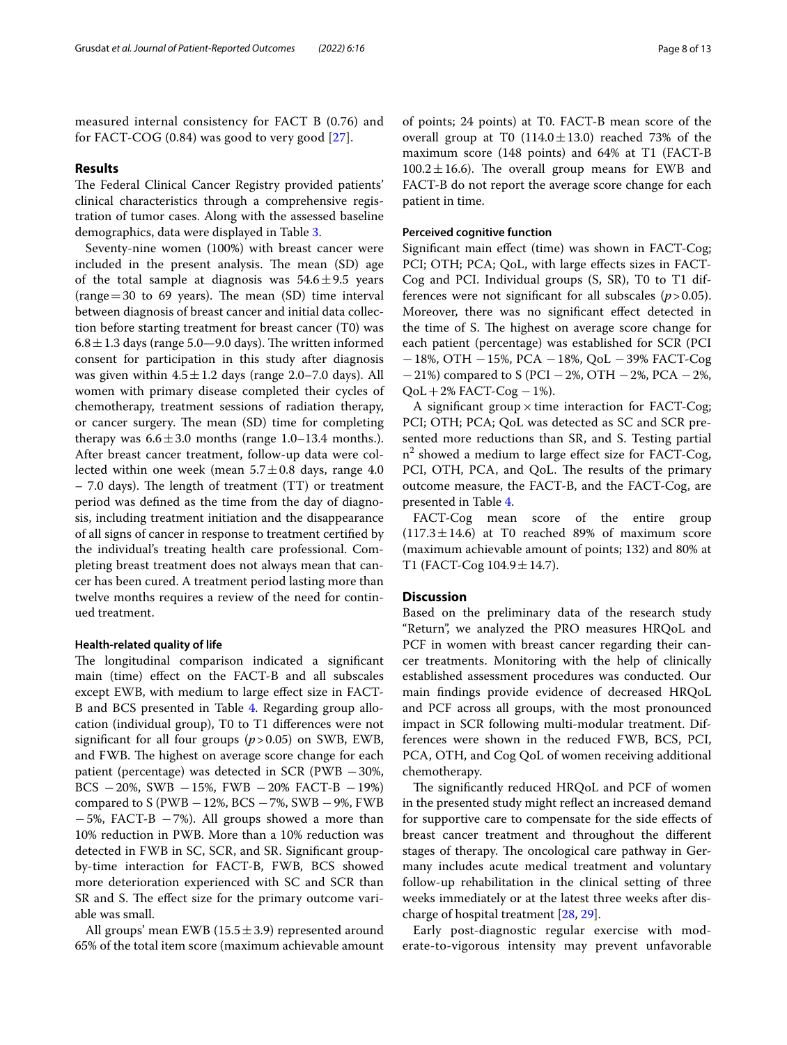measured internal consistency for FACT B (0.76) and for FACT-COG (0.84) was good to very good [27].

## Results

The Federal Clinical Cancer Registry provided patients' clinical characteristics through a comprehensive registration of tumor cases. Along with the assessed baseline demographics, data were displayed in Table 3.

Seventy-nine women (100%) with breast cancer were included in the present analysis. The mean (SD) age of the total sample at diagnosis was $54.6 \pm 9.5$ years (range = 30 to 69 years). The mean (SD) time interval between diagnosis of breast cancer and initial data collection before starting treatment for breast cancer (T0) was $6.8 \pm 1.3$ days (range 5.0—9.0 days). The written informed consent for participation in this study after diagnosis was given within $4.5 \pm 1.2$ days (range 2.0–7.0 days). All women with primary disease completed their cycles of chemotherapy, treatment sessions of radiation therapy, or cancer surgery. The mean (SD) time for completing therapy was $6.6 \pm 3.0$ months (range 1.0–13.4 months.). After breast cancer treatment, follow-up data were collected within one week (mean $5.7 \pm 0.8$ days, range 4.0 – 7.0 days). The length of treatment (TT) or treatment period was defined as the time from the day of diagnosis, including treatment initiation and the disappearance of all signs of cancer in response to treatment certified by the individual's treating health care professional. Completing breast treatment does not always mean that cancer has been cured. A treatment period lasting more than twelve months requires a review of the need for continued treatment.

### Health-related quality of life

The longitudinal comparison indicated a significant main (time) effect on the FACT-B and all subscales except EWB, with medium to large effect size in FACT-B and BCS presented in Table 4. Regarding group allocation (individual group), T0 to T1 differences were not significant for all four groups ($p > 0.05$) on SWB, EWB, and FWB. The highest on average score change for each patient (percentage) was detected in SCR (PWB −30%, BCS −20%, SWB −15%, FWB −20% FACT-B −19%) compared to S (PWB −12%, BCS −7%, SWB −9%, FWB −5%, FACT-B −7%). All groups showed a more than 10% reduction in PWB. More than a 10% reduction was detected in FWB in SC, SCR, and SR. Significant group-by-time interaction for FACT-B, FWB, BCS showed more deterioration experienced with SC and SCR than SR and S. The effect size for the primary outcome variable was small.

All groups' mean EWB ($15.5 \pm 3.9$) represented around 65% of the total item score (maximum achievable amount of points; 24 points) at T0. FACT-B mean score of the overall group at T0 ($114.0 \pm 13.0$) reached 73% of the maximum score (148 points) and 64% at T1 (FACT-B $100.2 \pm 16.6$). The overall group means for EWB and FACT-B do not report the average score change for each patient in time.

### Perceived cognitive function

Significant main effect (time) was shown in FACT-Cog; PCI; OTH; PCA; QoL, with large effects sizes in FACT-Cog and PCI. Individual groups (S, SR), T0 to T1 differences were not significant for all subscales ($p > 0.05$). Moreover, there was no significant effect detected in the time of S. The highest on average score change for each patient (percentage) was established for SCR (PCI −18%, OTH −15%, PCA −18%, QoL −39% FACT-Cog −21%) compared to S (PCI −2%, OTH −2%, PCA −2%, QoL +2% FACT-Cog −1%).

A significant group × time interaction for FACT-Cog; PCI; OTH; PCA; QoL was detected as SC and SCR presented more reductions than SR, and S. Testing partial $\eta^2$ showed a medium to large effect size for FACT-Cog, PCI, OTH, PCA, and QoL. The results of the primary outcome measure, the FACT-B, and the FACT-Cog, are presented in Table 4.

FACT-Cog mean score of the entire group ($117.3 \pm 14.6$) at T0 reached 89% of maximum score (maximum achievable amount of points; 132) and 80% at T1 (FACT-Cog $104.9 \pm 14.7$).

## Discussion

Based on the preliminary data of the research study "Return", we analyzed the PRO measures HRQoL and PCF in women with breast cancer regarding their cancer treatments. Monitoring with the help of clinically established assessment procedures was conducted. Our main findings provide evidence of decreased HRQoL and PCF across all groups, with the most pronounced impact in SCR following multi-modular treatment. Differences were shown in the reduced FWB, BCS, PCI, PCA, OTH, and Cog QoL of women receiving additional chemotherapy.

The significantly reduced HRQoL and PCF of women in the presented study might reflect an increased demand for supportive care to compensate for the side effects of breast cancer treatment and throughout the different stages of therapy. The oncological care pathway in Germany includes acute medical treatment and voluntary follow-up rehabilitation in the clinical setting of three weeks immediately or at the latest three weeks after discharge of hospital treatment [28, 29].

Early post-diagnostic regular exercise with moderate-to-vigorous intensity may prevent unfavorable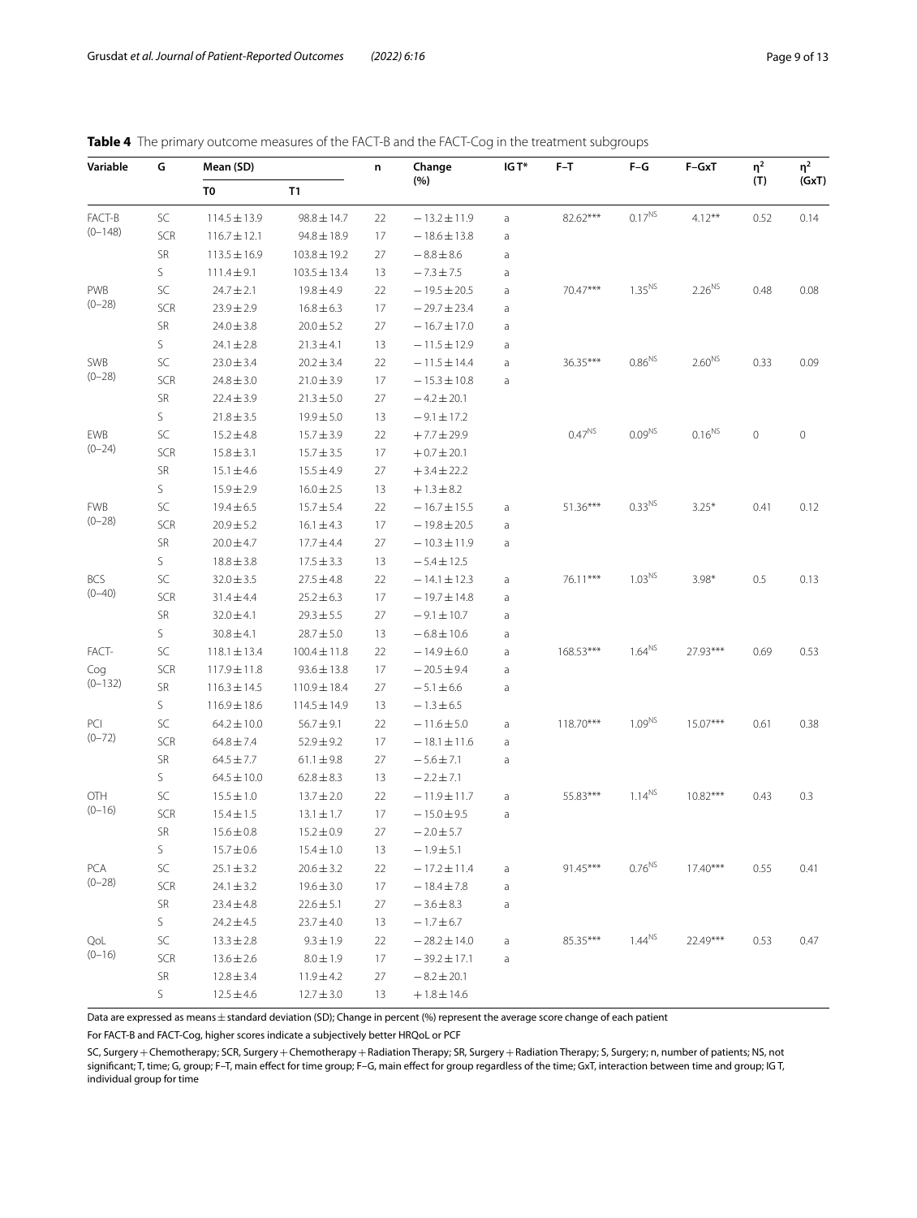**Table 4** The primary outcome measures of the FACT-B and the FACT-Cog in the treatment subgroups

| Variable | G | Mean (SD) | | n | Change (%) | IG T* | F–T | F–G | F–GxT | $\eta^2$ (T) | $\eta^2$ (GxT) |
|---|---|---|---|---|---|---|---|---|---|---|---|
| | | T0 | T1 | | | | | | | | |
| FACT-B (0–148) | SC | 114.5 ± 13.9 | 98.8 ± 14.7 | 22 | − 13.2 ± 11.9 | a | 82.62*** | $0.17^{NS}$ | 4.12** | 0.52 | 0.14 |
| | SCR | 116.7 ± 12.1 | 94.8 ± 18.9 | 17 | − 18.6 ± 13.8 | a | | | | | |
| | SR | 113.5 ± 16.9 | 103.8 ± 19.2 | 27 | − 8.8 ± 8.6 | a | | | | | |
| | S | 111.4 ± 9.1 | 103.5 ± 13.4 | 13 | − 7.3 ± 7.5 | a | | | | | |
| PWB (0–28) | SC | 24.7 ± 2.1 | 19.8 ± 4.9 | 22 | − 19.5 ± 20.5 | a | 70.47*** | $1.35^{NS}$ | $2.26^{NS}$ | 0.48 | 0.08 |
| | SCR | 23.9 ± 2.9 | 16.8 ± 6.3 | 17 | − 29.7 ± 23.4 | a | | | | | |
| | SR | 24.0 ± 3.8 | 20.0 ± 5.2 | 27 | − 16.7 ± 17.0 | a | | | | | |
| | S | 24.1 ± 2.8 | 21.3 ± 4.1 | 13 | − 11.5 ± 12.9 | a | | | | | |
| SWB (0–28) | SC | 23.0 ± 3.4 | 20.2 ± 3.4 | 22 | − 11.5 ± 14.4 | a | 36.35*** | $0.86^{NS}$ | $2.60^{NS}$ | 0.33 | 0.09 |
| | SCR | 24.8 ± 3.0 | 21.0 ± 3.9 | 17 | − 15.3 ± 10.8 | a | | | | | |
| | SR | 22.4 ± 3.9 | 21.3 ± 5.0 | 27 | − 4.2 ± 20.1 | | | | | | |
| | S | 21.8 ± 3.5 | 19.9 ± 5.0 | 13 | − 9.1 ± 17.2 | | | | | | |
| EWB (0–24) | SC | 15.2 ± 4.8 | 15.7 ± 3.9 | 22 | + 7.7 ± 29.9 | | $0.47^{NS}$ | $0.09^{NS}$ | $0.16^{NS}$ | 0 | 0 |
| | SCR | 15.8 ± 3.1 | 15.7 ± 3.5 | 17 | + 0.7 ± 20.1 | | | | | | |
| | SR | 15.1 ± 4.6 | 15.5 ± 4.9 | 27 | + 3.4 ± 22.2 | | | | | | |
| | S | 15.9 ± 2.9 | 16.0 ± 2.5 | 13 | + 1.3 ± 8.2 | | | | | | |
| FWB (0–28) | SC | 19.4 ± 6.5 | 15.7 ± 5.4 | 22 | − 16.7 ± 15.5 | a | 51.36*** | $0.33^{NS}$ | 3.25* | 0.41 | 0.12 |
| | SCR | 20.9 ± 5.2 | 16.1 ± 4.3 | 17 | − 19.8 ± 20.5 | a | | | | | |
| | SR | 20.0 ± 4.7 | 17.7 ± 4.4 | 27 | − 10.3 ± 11.9 | a | | | | | |
| | S | 18.8 ± 3.8 | 17.5 ± 3.3 | 13 | − 5.4 ± 12.5 | | | | | | |
| BCS (0–40) | SC | 32.0 ± 3.5 | 27.5 ± 4.8 | 22 | − 14.1 ± 12.3 | a | 76.11*** | $1.03^{NS}$ | 3.98* | 0.5 | 0.13 |
| | SCR | 31.4 ± 4.4 | 25.2 ± 6.3 | 17 | − 19.7 ± 14.8 | a | | | | | |
| | SR | 32.0 ± 4.1 | 29.3 ± 5.5 | 27 | − 9.1 ± 10.7 | a | | | | | |
| | S | 30.8 ± 4.1 | 28.7 ± 5.0 | 13 | − 6.8 ± 10.6 | a | | | | | |
| FACT-Cog (0–132) | SC | 118.1 ± 13.4 | 100.4 ± 11.8 | 22 | − 14.9 ± 6.0 | a | 168.53*** | $1.64^{NS}$ | 27.93*** | 0.69 | 0.53 |
| | SCR | 117.9 ± 11.8 | 93.6 ± 13.8 | 17 | − 20.5 ± 9.4 | a | | | | | |
| | SR | 116.3 ± 14.5 | 110.9 ± 18.4 | 27 | − 5.1 ± 6.6 | a | | | | | |
| | S | 116.9 ± 18.6 | 114.5 ± 14.9 | 13 | − 1.3 ± 6.5 | | | | | | |
| PCI (0–72) | SC | 64.2 ± 10.0 | 56.7 ± 9.1 | 22 | − 11.6 ± 5.0 | a | 118.70*** | $1.09^{NS}$ | 15.07*** | 0.61 | 0.38 |
| | SCR | 64.8 ± 7.4 | 52.9 ± 9.2 | 17 | − 18.1 ± 11.6 | a | | | | | |
| | SR | 64.5 ± 7.7 | 61.1 ± 9.8 | 27 | − 5.6 ± 7.1 | a | | | | | |
| | S | 64.5 ± 10.0 | 62.8 ± 8.3 | 13 | − 2.2 ± 7.1 | | | | | | |
| OTH (0–16) | SC | 15.5 ± 1.0 | 13.7 ± 2.0 | 22 | − 11.9 ± 11.7 | a | 55.83*** | $1.14^{NS}$ | 10.82*** | 0.43 | 0.3 |
| | SCR | 15.4 ± 1.5 | 13.1 ± 1.7 | 17 | − 15.0 ± 9.5 | a | | | | | |
| | SR | 15.6 ± 0.8 | 15.2 ± 0.9 | 27 | − 2.0 ± 5.7 | | | | | | |
| | S | 15.7 ± 0.6 | 15.4 ± 1.0 | 13 | − 1.9 ± 5.1 | | | | | | |
| PCA (0–28) | SC | 25.1 ± 3.2 | 20.6 ± 3.2 | 22 | − 17.2 ± 11.4 | a | 91.45*** | $0.76^{NS}$ | 17.40*** | 0.55 | 0.41 |
| | SCR | 24.1 ± 3.2 | 19.6 ± 3.0 | 17 | − 18.4 ± 7.8 | a | | | | | |
| | SR | 23.4 ± 4.8 | 22.6 ± 5.1 | 27 | − 3.6 ± 8.3 | a | | | | | |
| | S | 24.2 ± 4.5 | 23.7 ± 4.0 | 13 | − 1.7 ± 6.7 | | | | | | |
| QoL (0–16) | SC | 13.3 ± 2.8 | 9.3 ± 1.9 | 22 | − 28.2 ± 14.0 | a | 85.35*** | $1.44^{NS}$ | 22.49*** | 0.53 | 0.47 |
| | SCR | 13.6 ± 2.6 | 8.0 ± 1.9 | 17 | − 39.2 ± 17.1 | a | | | | | |
| | SR | 12.8 ± 3.4 | 11.9 ± 4.2 | 27 | − 8.2 ± 20.1 | | | | | | |
| | S | 12.5 ± 4.6 | 12.7 ± 3.0 | 13 | + 1.8 ± 14.6 | | | | | | |

Data are expressed as means ± standard deviation (SD); Change in percent (%) represent the average score change of each patient

For FACT-B and FACT-Cog, higher scores indicate a subjectively better HRQoL or PCF

SC, Surgery + Chemotherapy; SCR, Surgery + Chemotherapy + Radiation Therapy; SR, Surgery + Radiation Therapy; S, Surgery; n, number of patients; NS, not significant; T, time; G, group; F–T, main effect for time group; F–G, main effect for group regardless of the time; GxT, interaction between time and group; IG T, individual group for time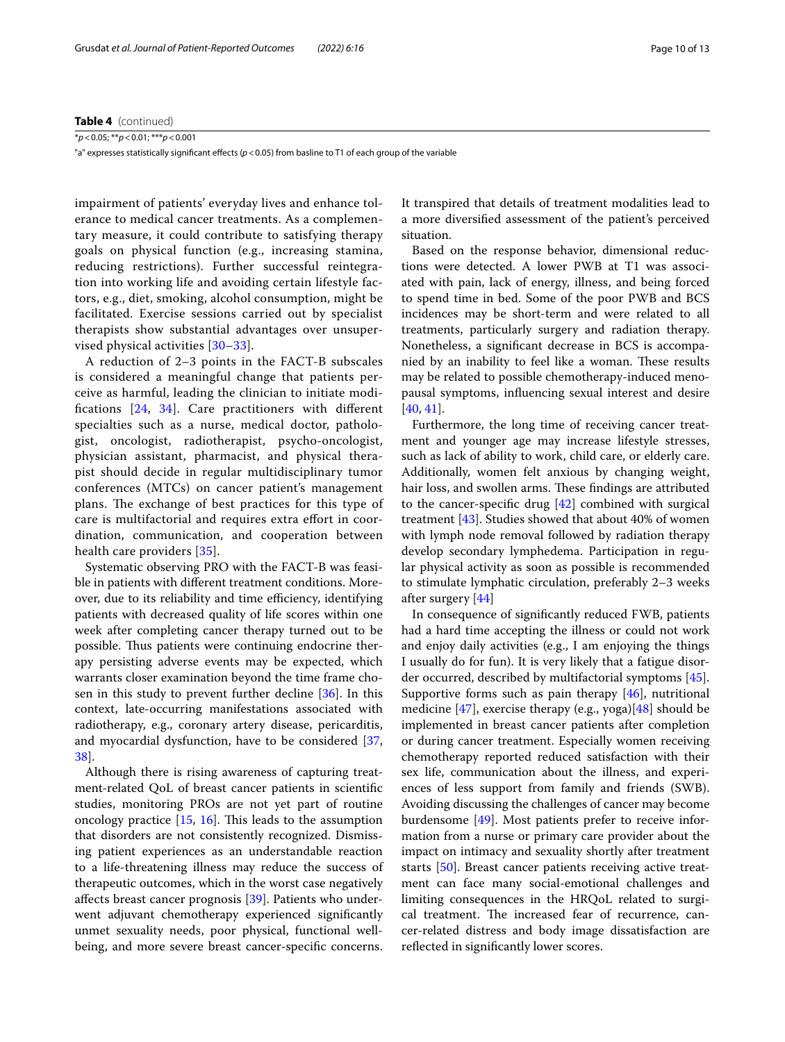**Table 4** (continued)

*$p < 0.05$; **$p < 0.01$; ***$p < 0.001$

"a" expresses statistically significant effects ($p < 0.05$) from basline to T1 of each group of the variable

impairment of patients' everyday lives and enhance tolerance to medical cancer treatments. As a complementary measure, it could contribute to satisfying therapy goals on physical function (e.g., increasing stamina, reducing restrictions). Further successful reintegration into working life and avoiding certain lifestyle factors, e.g., diet, smoking, alcohol consumption, might be facilitated. Exercise sessions carried out by specialist therapists show substantial advantages over unsupervised physical activities [30–33].

A reduction of 2–3 points in the FACT-B subscales is considered a meaningful change that patients perceive as harmful, leading the clinician to initiate modifications [24, 34]. Care practitioners with different specialties such as a nurse, medical doctor, pathologist, oncologist, radiotherapist, psycho-oncologist, physician assistant, pharmacist, and physical therapist should decide in regular multidisciplinary tumor conferences (MTCs) on cancer patient's management plans. The exchange of best practices for this type of care is multifactorial and requires extra effort in coordination, communication, and cooperation between health care providers [35].

Systematic observing PRO with the FACT-B was feasible in patients with different treatment conditions. Moreover, due to its reliability and time efficiency, identifying patients with decreased quality of life scores within one week after completing cancer therapy turned out to be possible. Thus patients were continuing endocrine therapy persisting adverse events may be expected, which warrants closer examination beyond the time frame chosen in this study to prevent further decline [36]. In this context, late-occurring manifestations associated with radiotherapy, e.g., coronary artery disease, pericarditis, and myocardial dysfunction, have to be considered [37, 38].

Although there is rising awareness of capturing treatment-related QoL of breast cancer patients in scientific studies, monitoring PROs are not yet part of routine oncology practice [15, 16]. This leads to the assumption that disorders are not consistently recognized. Dismissing patient experiences as an understandable reaction to a life-threatening illness may reduce the success of therapeutic outcomes, which in the worst case negatively affects breast cancer prognosis [39]. Patients who underwent adjuvant chemotherapy experienced significantly unmet sexuality needs, poor physical, functional well-being, and more severe breast cancer-specific concerns. It transpired that details of treatment modalities lead to a more diversified assessment of the patient's perceived situation.

Based on the response behavior, dimensional reductions were detected. A lower PWB at T1 was associated with pain, lack of energy, illness, and being forced to spend time in bed. Some of the poor PWB and BCS incidences may be short-term and were related to all treatments, particularly surgery and radiation therapy. Nonetheless, a significant decrease in BCS is accompanied by an inability to feel like a woman. These results may be related to possible chemotherapy-induced menopausal symptoms, influencing sexual interest and desire [40, 41].

Furthermore, the long time of receiving cancer treatment and younger age may increase lifestyle stresses, such as lack of ability to work, child care, or elderly care. Additionally, women felt anxious by changing weight, hair loss, and swollen arms. These findings are attributed to the cancer-specific drug [42] combined with surgical treatment [43]. Studies showed that about 40% of women with lymph node removal followed by radiation therapy develop secondary lymphedema. Participation in regular physical activity as soon as possible is recommended to stimulate lymphatic circulation, preferably 2–3 weeks after surgery [44]

In consequence of significantly reduced FWB, patients had a hard time accepting the illness or could not work and enjoy daily activities (e.g., I am enjoying the things I usually do for fun). It is very likely that a fatigue disorder occurred, described by multifactorial symptoms [45]. Supportive forms such as pain therapy [46], nutritional medicine [47], exercise therapy (e.g., yoga)[48] should be implemented in breast cancer patients after completion or during cancer treatment. Especially women receiving chemotherapy reported reduced satisfaction with their sex life, communication about the illness, and experiences of less support from family and friends (SWB). Avoiding discussing the challenges of cancer may become burdensome [49]. Most patients prefer to receive information from a nurse or primary care provider about the impact on intimacy and sexuality shortly after treatment starts [50]. Breast cancer patients receiving active treatment can face many social-emotional challenges and limiting consequences in the HRQoL related to surgical treatment. The increased fear of recurrence, cancer-related distress and body image dissatisfaction are reflected in significantly lower scores.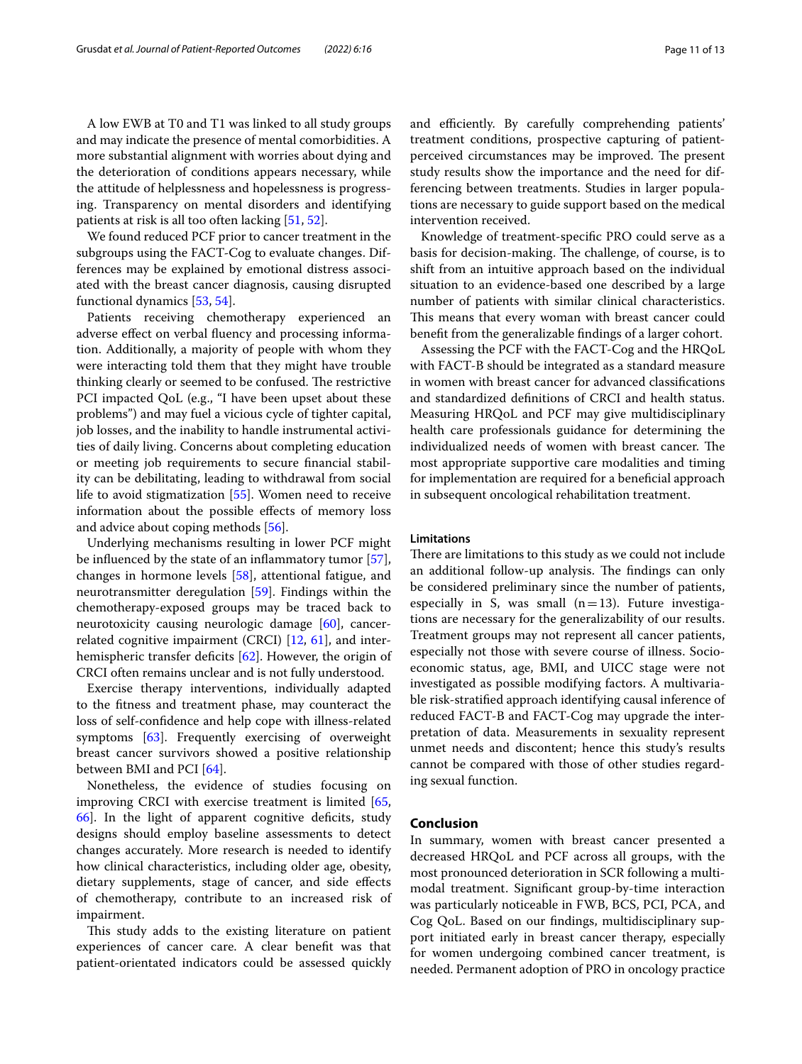A low EWB at T0 and T1 was linked to all study groups and may indicate the presence of mental comorbidities. A more substantial alignment with worries about dying and the deterioration of conditions appears necessary, while the attitude of helplessness and hopelessness is progressing. Transparency on mental disorders and identifying patients at risk is all too often lacking [51, 52].

We found reduced PCF prior to cancer treatment in the subgroups using the FACT-Cog to evaluate changes. Differences may be explained by emotional distress associated with the breast cancer diagnosis, causing disrupted functional dynamics [53, 54].

Patients receiving chemotherapy experienced an adverse effect on verbal fluency and processing information. Additionally, a majority of people with whom they were interacting told them that they might have trouble thinking clearly or seemed to be confused. The restrictive PCI impacted QoL (e.g., "I have been upset about these problems") and may fuel a vicious cycle of tighter capital, job losses, and the inability to handle instrumental activities of daily living. Concerns about completing education or meeting job requirements to secure financial stability can be debilitating, leading to withdrawal from social life to avoid stigmatization [55]. Women need to receive information about the possible effects of memory loss and advice about coping methods [56].

Underlying mechanisms resulting in lower PCF might be influenced by the state of an inflammatory tumor [57], changes in hormone levels [58], attentional fatigue, and neurotransmitter deregulation [59]. Findings within the chemotherapy-exposed groups may be traced back to neurotoxicity causing neurologic damage [60], cancer-related cognitive impairment (CRCI) [12, 61], and interhemispheric transfer deficits [62]. However, the origin of CRCI often remains unclear and is not fully understood.

Exercise therapy interventions, individually adapted to the fitness and treatment phase, may counteract the loss of self-confidence and help cope with illness-related symptoms [63]. Frequently exercising of overweight breast cancer survivors showed a positive relationship between BMI and PCI [64].

Nonetheless, the evidence of studies focusing on improving CRCI with exercise treatment is limited [65, 66]. In the light of apparent cognitive deficits, study designs should employ baseline assessments to detect changes accurately. More research is needed to identify how clinical characteristics, including older age, obesity, dietary supplements, stage of cancer, and side effects of chemotherapy, contribute to an increased risk of impairment.

This study adds to the existing literature on patient experiences of cancer care. A clear benefit was that patient-orientated indicators could be assessed quickly and efficiently. By carefully comprehending patients' treatment conditions, prospective capturing of patient-perceived circumstances may be improved. The present study results show the importance and the need for differencing between treatments. Studies in larger populations are necessary to guide support based on the medical intervention received.

Knowledge of treatment-specific PRO could serve as a basis for decision-making. The challenge, of course, is to shift from an intuitive approach based on the individual situation to an evidence-based one described by a large number of patients with similar clinical characteristics. This means that every woman with breast cancer could benefit from the generalizable findings of a larger cohort.

Assessing the PCF with the FACT-Cog and the HRQoL with FACT-B should be integrated as a standard measure in women with breast cancer for advanced classifications and standardized definitions of CRCI and health status. Measuring HRQoL and PCF may give multidisciplinary health care professionals guidance for determining the individualized needs of women with breast cancer. The most appropriate supportive care modalities and timing for implementation are required for a beneficial approach in subsequent oncological rehabilitation treatment.

### Limitations

There are limitations to this study as we could not include an additional follow-up analysis. The findings can only be considered preliminary since the number of patients, especially in S, was small (n = 13). Future investigations are necessary for the generalizability of our results. Treatment groups may not represent all cancer patients, especially not those with severe course of illness. Socioeconomic status, age, BMI, and UICC stage were not investigated as possible modifying factors. A multivariable risk-stratified approach identifying causal inference of reduced FACT-B and FACT-Cog may upgrade the interpretation of data. Measurements in sexuality represent unmet needs and discontent; hence this study's results cannot be compared with those of other studies regarding sexual function.

## Conclusion

In summary, women with breast cancer presented a decreased HRQoL and PCF across all groups, with the most pronounced deterioration in SCR following a multimodal treatment. Significant group-by-time interaction was particularly noticeable in FWB, BCS, PCI, PCA, and Cog QoL. Based on our findings, multidisciplinary support initiated early in breast cancer therapy, especially for women undergoing combined cancer treatment, is needed. Permanent adoption of PRO in oncology practice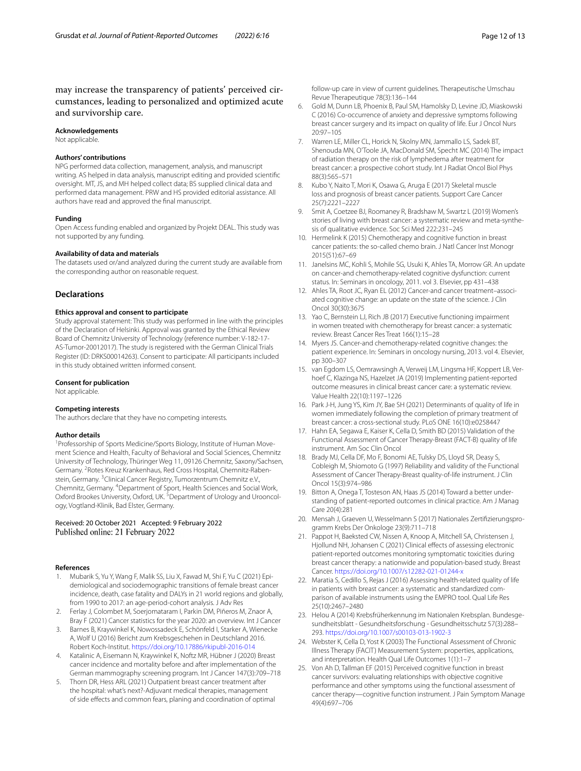may increase the transparency of patients' perceived circumstances, leading to personalized and optimized acute and survivorship care.

**Acknowledgements**
Not applicable.

**Authors' contributions**
NPG performed data collection, management, analysis, and manuscript writing. AS helped in data analysis, manuscript editing and provided scientific oversight. MT, JS, and MH helped collect data; BS supplied clinical data and performed data management. PRW and HS provided editorial assistance. All authors have read and approved the final manuscript.

**Funding**
Open Access funding enabled and organized by Projekt DEAL. This study was not supported by any funding.

**Availability of data and materials**
The datasets used or/and analyzed during the current study are available from the corresponding author on reasonable request.

## Declarations

**Ethics approval and consent to participate**
Study approval statement: This study was performed in line with the principles of the Declaration of Helsinki. Approval was granted by the Ethical Review Board of Chemnitz University of Technology (reference number: V-182-17-AS-Tumor-20012017). The study is registered with the German Clinical Trials Register (ID: DRKS00014263). Consent to participate: All participants included in this study obtained written informed consent.

**Consent for publication**
Not applicable.

**Competing interests**
The authors declare that they have no competing interests.

**Author details**
[1]Professorship of Sports Medicine/Sports Biology, Institute of Human Movement Science and Health, Faculty of Behavioral and Social Sciences, Chemnitz University of Technology, Thüringer Weg 11, 09126 Chemnitz, Saxony/Sachsen, Germany. [2]Rotes Kreuz Krankenhaus, Red Cross Hospital, Chemnitz-Rabenstein, Germany. [3]Clinical Cancer Registry, Tumorzentrum Chemnitz e.V., Chemnitz, Germany. [4]Department of Sport, Health Sciences and Social Work, Oxford Brookes University, Oxford, UK. [5]Department of Urology and Urooncology, Vogtland-Klinik, Bad Elster, Germany.

Received: 20 October 2021 Accepted: 9 February 2022
Published online: 21 February 2022

**References**

1. Mubarik S, Yu Y, Wang F, Malik SS, Liu X, Fawad M, Shi F, Yu C (2021) Epidemiological and sociodemographic transitions of female breast cancer incidence, death, case fatality and DALYs in 21 world regions and globally, from 1990 to 2017: an age-period-cohort analysis. J Adv Res
2. Ferlay J, Colombet M, Soerjomataram I, Parkin DM, Piñeros M, Znaor A, Bray F (2021) Cancer statistics for the year 2020: an overview. Int J Cancer
3. Barnes B, Kraywinkel K, Nowossadeck E, Schönfeld I, Starker A, Wienecke A, Wolf U (2016) Bericht zum Krebsgeschehen in Deutschland 2016. Robert Koch-Institut. https://doi.org/10.17886/rkipubl-2016-014
4. Katalinic A, Eisemann N, Kraywinkel K, Noftz MR, Hübner J (2020) Breast cancer incidence and mortality before and after implementation of the German mammography screening program. Int J Cancer 147(3):709–718
5. Thorn DR, Hess ARL (2021) Outpatient breast cancer treatment after the hospital: what's next?-Adjuvant medical therapies, management of side effects and common fears, planing and coordination of optimal follow-up care in view of current guidelines. Therapeutische Umschau Revue Therapeutique 78(3):136–144
6. Gold M, Dunn LB, Phoenix B, Paul SM, Hamolsky D, Levine JD, Miaskowski C (2016) Co-occurrence of anxiety and depressive symptoms following breast cancer surgery and its impact on quality of life. Eur J Oncol Nurs 20:97–105
7. Warren LE, Miller CL, Horick N, Skolny MN, Jammallo LS, Sadek BT, Shenouda MN, O'Toole JA, MacDonald SM, Specht MC (2014) The impact of radiation therapy on the risk of lymphedema after treatment for breast cancer: a prospective cohort study. Int J Radiat Oncol Biol Phys 88(3):565–571
8. Kubo Y, Naito T, Mori K, Osawa G, Aruga E (2017) Skeletal muscle loss and prognosis of breast cancer patients. Support Care Cancer 25(7):2221–2227
9. Smit A, Coetzee BJ, Roomaney R, Bradshaw M, Swartz L (2019) Women's stories of living with breast cancer: a systematic review and meta-synthesis of qualitative evidence. Soc Sci Med 222:231–245
10. Hermelink K (2015) Chemotherapy and cognitive function in breast cancer patients: the so-called chemo brain. J Natl Cancer Inst Monogr 2015(51):67–69
11. Janelsins MC, Kohli S, Mohile SG, Usuki K, Ahles TA, Morrow GR. An update on cancer-and chemotherapy-related cognitive dysfunction: current status. In: Seminars in oncology, 2011. vol 3. Elsevier, pp 431–438
12. Ahles TA, Root JC, Ryan EL (2012) Cancer-and cancer treatment–associated cognitive change: an update on the state of the science. J Clin Oncol 30(30):3675
13. Yao C, Bernstein LJ, Rich JB (2017) Executive functioning impairment in women treated with chemotherapy for breast cancer: a systematic review. Breast Cancer Res Treat 166(1):15–28
14. Myers JS. Cancer-and chemotherapy-related cognitive changes: the patient experience. In: Seminars in oncology nursing, 2013. vol 4. Elsevier, pp 300–307
15. van Egdom LS, Oemrawsingh A, Verweij LM, Lingsma HF, Koppert LB, Verhoef C, Klazinga NS, Hazelzet JA (2019) Implementing patient-reported outcome measures in clinical breast cancer care: a systematic review. Value Health 22(10):1197–1226
16. Park J-H, Jung YS, Kim JY, Bae SH (2021) Determinants of quality of life in women immediately following the completion of primary treatment of breast cancer: a cross-sectional study. PLoS ONE 16(10):e0258447
17. Hahn EA, Segawa E, Kaiser K, Cella D, Smith BD (2015) Validation of the Functional Assessment of Cancer Therapy-Breast (FACT-B) quality of life instrument. Am Soc Clin Oncol
18. Brady MJ, Cella DF, Mo F, Bonomi AE, Tulsky DS, Lloyd SR, Deasy S, Cobleigh M, Shiomoto G (1997) Reliability and validity of the Functional Assessment of Cancer Therapy-Breast quality-of-life instrument. J Clin Oncol 15(3):974–986
19. Bitton A, Onega T, Tosteson AN, Haas JS (2014) Toward a better understanding of patient-reported outcomes in clinical practice. Am J Manag Care 20(4):281
20. Mensah J, Graeven U, Wesselmann S (2017) Nationales Zertifizierungsprogramm Krebs Der Onkologe 23(9):711–718
21. Pappot H, Baeksted CW, Nissen A, Knoop A, Mitchell SA, Christensen J, Hjollund NH, Johansen C (2021) Clinical effects of assessing electronic patient-reported outcomes monitoring symptomatic toxicities during breast cancer therapy: a nationwide and population-based study. Breast Cancer. https://doi.org/10.1007/s12282-021-01244-x
22. Maratia S, Cedillo S, Rejas J (2016) Assessing health-related quality of life in patients with breast cancer: a systematic and standardized comparison of available instruments using the EMPRO tool. Qual Life Res 25(10):2467–2480
23. Helou A (2014) Krebsfrüherkennung im Nationalen Krebsplan. Bundesgesundheitsblatt - Gesundheitsforschung - Gesundheitsschutz 57(3):288–293. https://doi.org/10.1007/s00103-013-1902-3
24. Webster K, Cella D, Yost K (2003) The Functional Assessment of Chronic Illness Therapy (FACIT) Measurement System: properties, applications, and interpretation. Health Qual Life Outcomes 1(1):1–7
25. Von Ah D, Tallman EF (2015) Perceived cognitive function in breast cancer survivors: evaluating relationships with objective cognitive performance and other symptoms using the functional assessment of cancer therapy—cognitive function instrument. J Pain Symptom Manage 49(4):697–706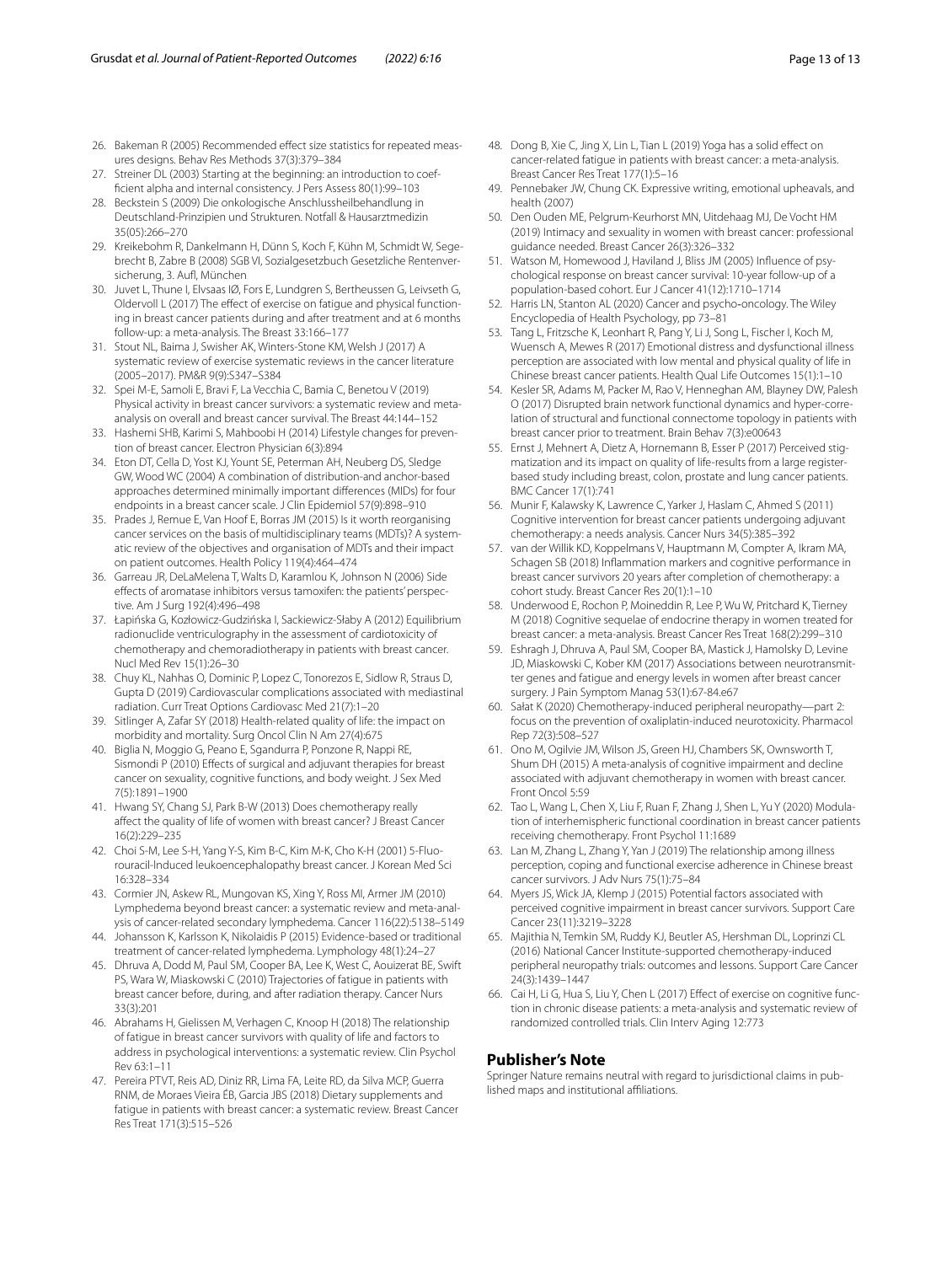26. Bakeman R (2005) Recommended effect size statistics for repeated measures designs. Behav Res Methods 37(3):379–384
27. Streiner DL (2003) Starting at the beginning: an introduction to coefficient alpha and internal consistency. J Pers Assess 80(1):99–103
28. Beckstein S (2009) Die onkologische Anschlussheilbehandlung in Deutschland-Prinzipien und Strukturen. Notfall & Hausarztmedizin 35(05):266–270
29. Kreikebohm R, Dankelmann H, Dünn S, Koch F, Kühn M, Schmidt W, Segebrecht B, Zabre B (2008) SGB VI, Sozialgesetzbuch Gesetzliche Rentenversicherung, 3. Aufl, München
30. Juvet L, Thune I, Elvsaas IØ, Fors E, Lundgren S, Bertheussen G, Leivseth G, Oldervoll L (2017) The effect of exercise on fatigue and physical functioning in breast cancer patients during and after treatment and at 6 months follow-up: a meta-analysis. The Breast 33:166–177
31. Stout NL, Baima J, Swisher AK, Winters-Stone KM, Welsh J (2017) A systematic review of exercise systematic reviews in the cancer literature (2005–2017). PM&R 9(9):S347–S384
32. Spei M-E, Samoli E, Bravi F, La Vecchia C, Bamia C, Benetou V (2019) Physical activity in breast cancer survivors: a systematic review and meta-analysis on overall and breast cancer survival. The Breast 44:144–152
33. Hashemi SHB, Karimi S, Mahboobi H (2014) Lifestyle changes for prevention of breast cancer. Electron Physician 6(3):894
34. Eton DT, Cella D, Yost KJ, Yount SE, Peterman AH, Neuberg DS, Sledge GW, Wood WC (2004) A combination of distribution-and anchor-based approaches determined minimally important differences (MIDs) for four endpoints in a breast cancer scale. J Clin Epidemiol 57(9):898–910
35. Prades J, Remue E, Van Hoof E, Borras JM (2015) Is it worth reorganising cancer services on the basis of multidisciplinary teams (MDTs)? A systematic review of the objectives and organisation of MDTs and their impact on patient outcomes. Health Policy 119(4):464–474
36. Garreau JR, DeLaMelena T, Walts D, Karamlou K, Johnson N (2006) Side effects of aromatase inhibitors versus tamoxifen: the patients' perspective. Am J Surg 192(4):496–498
37. Łapińska G, Kozłowicz-Gudzińska I, Sackiewicz-Słaby A (2012) Equilibrium radionuclide ventriculography in the assessment of cardiotoxicity of chemotherapy and chemoradiotherapy in patients with breast cancer. Nucl Med Rev 15(1):26–30
38. Chuy KL, Nahhas O, Dominic P, Lopez C, Tonorezos E, Sidlow R, Straus D, Gupta D (2019) Cardiovascular complications associated with mediastinal radiation. Curr Treat Options Cardiovasc Med 21(7):1–20
39. Sitlinger A, Zafar SY (2018) Health-related quality of life: the impact on morbidity and mortality. Surg Oncol Clin N Am 27(4):675
40. Biglia N, Moggio G, Peano E, Sgandurra P, Ponzone R, Nappi RE, Sismondi P (2010) Effects of surgical and adjuvant therapies for breast cancer on sexuality, cognitive functions, and body weight. J Sex Med 7(5):1891–1900
41. Hwang SY, Chang SJ, Park B-W (2013) Does chemotherapy really affect the quality of life of women with breast cancer? J Breast Cancer 16(2):229–235
42. Choi S-M, Lee S-H, Yang Y-S, Kim B-C, Kim M-K, Cho K-H (2001) 5-Fluorouracil-Induced leukoencephalopathy breast cancer. J Korean Med Sci 16:328–334
43. Cormier JN, Askew RL, Mungovan KS, Xing Y, Ross MI, Armer JM (2010) Lymphedema beyond breast cancer: a systematic review and meta-analysis of cancer-related secondary lymphedema. Cancer 116(22):5138–5149
44. Johansson K, Karlsson K, Nikolaidis P (2015) Evidence-based or traditional treatment of cancer-related lymphedema. Lymphology 48(1):24–27
45. Dhruva A, Dodd M, Paul SM, Cooper BA, Lee K, West C, Aouizerat BE, Swift PS, Wara W, Miaskowski C (2010) Trajectories of fatigue in patients with breast cancer before, during, and after radiation therapy. Cancer Nurs 33(3):201
46. Abrahams H, Gielissen M, Verhagen C, Knoop H (2018) The relationship of fatigue in breast cancer survivors with quality of life and factors to address in psychological interventions: a systematic review. Clin Psychol Rev 63:1–11
47. Pereira PTVT, Reis AD, Diniz RR, Lima FA, Leite RD, da Silva MCP, Guerra RNM, de Moraes Vieira ÉB, Garcia JBS (2018) Dietary supplements and fatigue in patients with breast cancer: a systematic review. Breast Cancer Res Treat 171(3):515–526
48. Dong B, Xie C, Jing X, Lin L, Tian L (2019) Yoga has a solid effect on cancer-related fatigue in patients with breast cancer: a meta-analysis. Breast Cancer Res Treat 177(1):5–16
49. Pennebaker JW, Chung CK. Expressive writing, emotional upheavals, and health (2007)
50. Den Ouden ME, Pelgrum-Keurhorst MN, Uitdehaag MJ, De Vocht HM (2019) Intimacy and sexuality in women with breast cancer: professional guidance needed. Breast Cancer 26(3):326–332
51. Watson M, Homewood J, Haviland J, Bliss JM (2005) Influence of psychological response on breast cancer survival: 10-year follow-up of a population-based cohort. Eur J Cancer 41(12):1710–1714
52. Harris LN, Stanton AL (2020) Cancer and psycho-oncology. The Wiley Encyclopedia of Health Psychology, pp 73–81
53. Tang L, Fritzsche K, Leonhart R, Pang Y, Li J, Song L, Fischer I, Koch M, Wuensch A, Mewes R (2017) Emotional distress and dysfunctional illness perception are associated with low mental and physical quality of life in Chinese breast cancer patients. Health Qual Life Outcomes 15(1):1–10
54. Kesler SR, Adams M, Packer M, Rao V, Henneghan AM, Blayney DW, Palesh O (2017) Disrupted brain network functional dynamics and hyper-correlation of structural and functional connectome topology in patients with breast cancer prior to treatment. Brain Behav 7(3):e00643
55. Ernst J, Mehnert A, Dietz A, Hornemann B, Esser P (2017) Perceived stigmatization and its impact on quality of life-results from a large register-based study including breast, colon, prostate and lung cancer patients. BMC Cancer 17(1):741
56. Munir F, Kalawsky K, Lawrence C, Yarker J, Haslam C, Ahmed S (2011) Cognitive intervention for breast cancer patients undergoing adjuvant chemotherapy: a needs analysis. Cancer Nurs 34(5):385–392
57. van der Willik KD, Koppelmans V, Hauptmann M, Compter A, Ikram MA, Schagen SB (2018) Inflammation markers and cognitive performance in breast cancer survivors 20 years after completion of chemotherapy: a cohort study. Breast Cancer Res 20(1):1–10
58. Underwood E, Rochon P, Moineddin R, Lee P, Wu W, Pritchard K, Tierney M (2018) Cognitive sequelae of endocrine therapy in women treated for breast cancer: a meta-analysis. Breast Cancer Res Treat 168(2):299–310
59. Eshragh J, Dhruva A, Paul SM, Cooper BA, Mastick J, Hamolsky D, Levine JD, Miaskowski C, Kober KM (2017) Associations between neurotransmitter genes and fatigue and energy levels in women after breast cancer surgery. J Pain Symptom Manag 53(1):67-84.e67
60. Sałat K (2020) Chemotherapy-induced peripheral neuropathy—part 2: focus on the prevention of oxaliplatin-induced neurotoxicity. Pharmacol Rep 72(3):508–527
61. Ono M, Ogilvie JM, Wilson JS, Green HJ, Chambers SK, Ownsworth T, Shum DH (2015) A meta-analysis of cognitive impairment and decline associated with adjuvant chemotherapy in women with breast cancer. Front Oncol 5:59
62. Tao L, Wang L, Chen X, Liu F, Ruan F, Zhang J, Shen L, Yu Y (2020) Modulation of interhemispheric functional coordination in breast cancer patients receiving chemotherapy. Front Psychol 11:1689
63. Lan M, Zhang L, Zhang Y, Yan J (2019) The relationship among illness perception, coping and functional exercise adherence in Chinese breast cancer survivors. J Adv Nurs 75(1):75–84
64. Myers JS, Wick JA, Klemp J (2015) Potential factors associated with perceived cognitive impairment in breast cancer survivors. Support Care Cancer 23(11):3219–3228
65. Majithia N, Temkin SM, Ruddy KJ, Beutler AS, Hershman DL, Loprinzi CL (2016) National Cancer Institute-supported chemotherapy-induced peripheral neuropathy trials: outcomes and lessons. Support Care Cancer 24(3):1439–1447
66. Cai H, Li G, Hua S, Liu Y, Chen L (2017) Effect of exercise on cognitive function in chronic disease patients: a meta-analysis and systematic review of randomized controlled trials. Clin Interv Aging 12:773

## Publisher's Note

Springer Nature remains neutral with regard to jurisdictional claims in published maps and institutional affiliations.